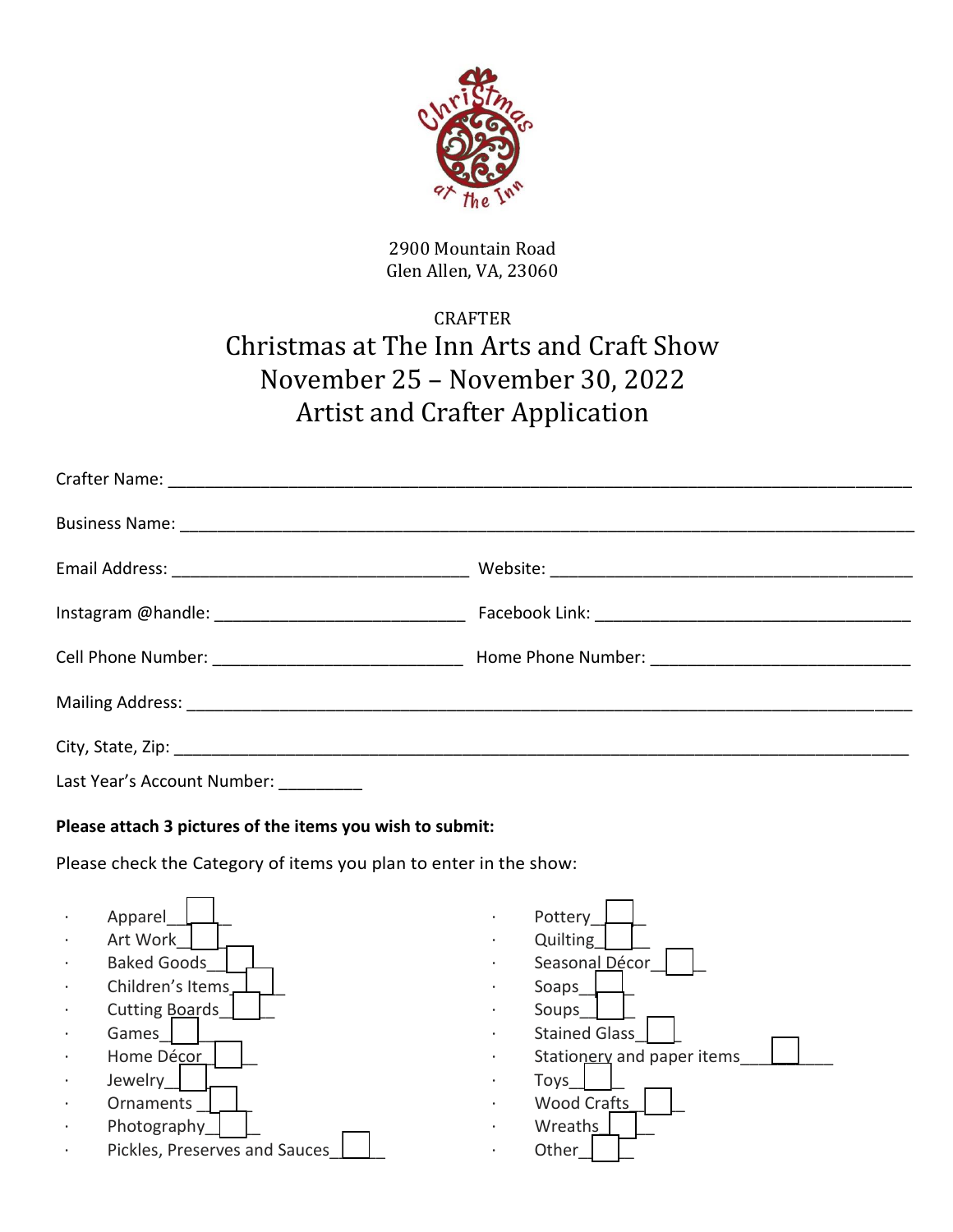2900 Mountain Road
Glen Allen, VA, 23060

CRAFTER

# Christmas at The Inn Arts and Craft Show
# November 25 – November 30, 2022
# Artist and Crafter Application

Crafter Name: ___________________________________________

Business Name: ___________________________________________

Email Address: ________________________ Website: ________________________

Instagram @handle: ________________________ Facebook Link: ________________________

Cell Phone Number: ________________________ Home Phone Number: ________________________

Mailing Address: ___________________________________________

City, State, Zip: ___________________________________________

Last Year's Account Number: _________

**Please attach 3 pictures of the items you wish to submit:**

Please check the Category of items you plan to enter in the show:

- Apparel ☐
- Art Work ☐
- Baked Goods ☐
- Children's Items ☐
- Cutting Boards ☐
- Games ☐
- Home Décor ☐
- Jewelry ☐
- Ornaments ☐
- Photography ☐
- Pickles, Preserves and Sauces ☐
- Pottery ☐
- Quilting ☐
- Seasonal Décor ☐
- Soaps ☐
- Soups ☐
- Stained Glass ☐
- Stationery and paper items ☐
- Toys ☐
- Wood Crafts ☐
- Wreaths ☐
- Other ☐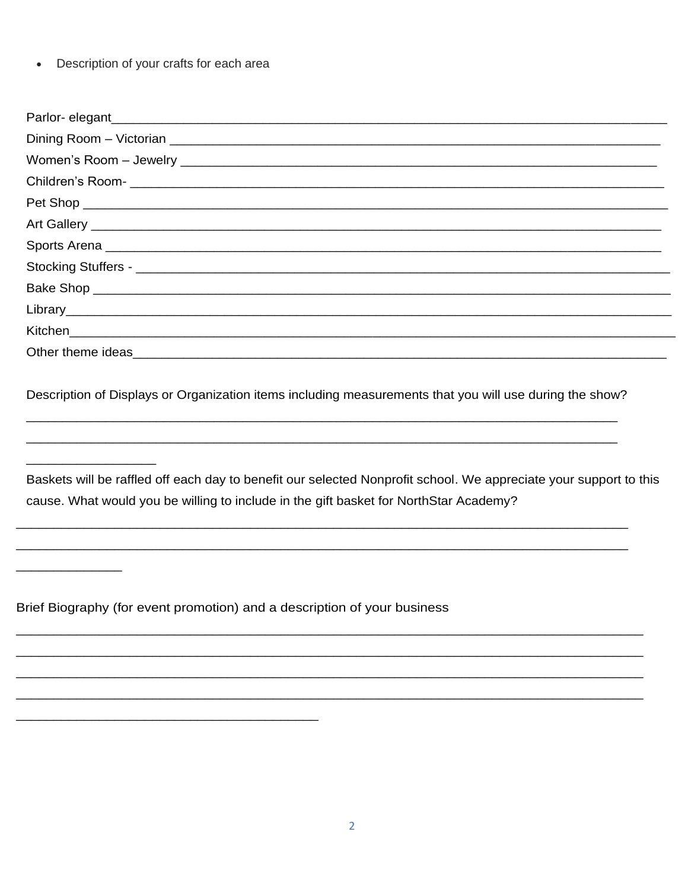- Description of your crafts for each area

Parlor- elegant_______________________________________________________________________________

Dining Room – Victorian _____________________________________________________________________

Women's Room – Jewelry ____________________________________________________________________

Children's Room- _________________________________________________________________________

Pet Shop _________________________________________________________________________________

Art Gallery _______________________________________________________________________________

Sports Arena ______________________________________________________________________________

Stocking Stuffers - _________________________________________________________________________

Bake Shop ________________________________________________________________________________

Library___________________________________________________________________________________

Kitchen__________________________________________________________________________________

Other theme ideas_________________________________________________________________________

Description of Displays or Organization items including measurements that you will use during the show?

_____________________________________________________________________________________

_____________________________________________________________________________________

_______________

Baskets will be raffled off each day to benefit our selected Nonprofit school. We appreciate your support to this cause. What would you be willing to include in the gift basket for NorthStar Academy?

_____________________________________________________________________________________

_____________________________________________________________________________________

_____________

Brief Biography (for event promotion) and a description of your business

_____________________________________________________________________________________

_____________________________________________________________________________________

_____________________________________________________________________________________

_____________________________________________________________________________________

_____________________________________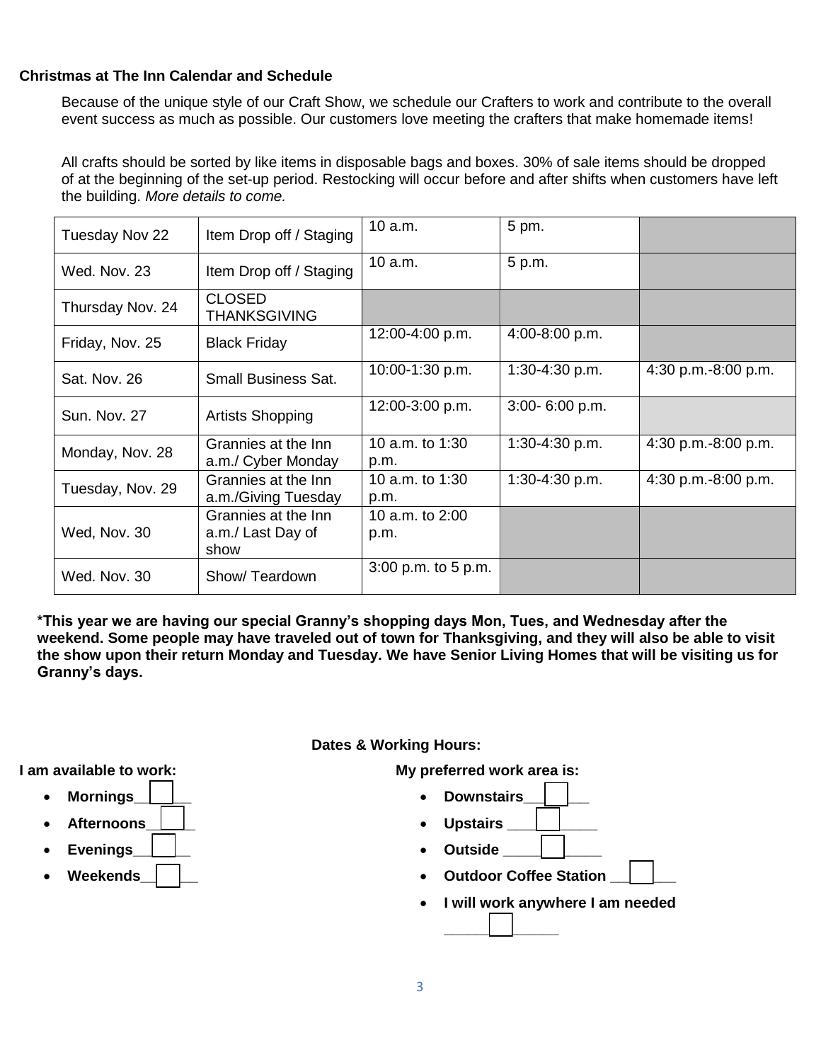**Christmas at The Inn Calendar and Schedule**

Because of the unique style of our Craft Show, we schedule our Crafters to work and contribute to the overall event success as much as possible. Our customers love meeting the crafters that make homemade items!

All crafts should be sorted by like items in disposable bags and boxes. 30% of sale items should be dropped of at the beginning of the set-up period. Restocking will occur before and after shifts when customers have left the building. *More details to come.*

| | | | | |
|---|---|---|---|---|
| Tuesday Nov 22 | Item Drop off / Staging | 10 a.m. | 5 pm. | |
| Wed. Nov. 23 | Item Drop off / Staging | 10 a.m. | 5 p.m. | |
| Thursday Nov. 24 | CLOSED THANKSGIVING | | | |
| Friday, Nov. 25 | Black Friday | 12:00-4:00 p.m. | 4:00-8:00 p.m. | |
| Sat. Nov. 26 | Small Business Sat. | 10:00-1:30 p.m. | 1:30-4:30 p.m. | 4:30 p.m.-8:00 p.m. |
| Sun. Nov. 27 | Artists Shopping | 12:00-3:00 p.m. | 3:00- 6:00 p.m. | |
| Monday, Nov. 28 | Grannies at the Inn a.m./ Cyber Monday | 10 a.m. to 1:30 p.m. | 1:30-4:30 p.m. | 4:30 p.m.-8:00 p.m. |
| Tuesday, Nov. 29 | Grannies at the Inn a.m./Giving Tuesday | 10 a.m. to 1:30 p.m. | 1:30-4:30 p.m. | 4:30 p.m.-8:00 p.m. |
| Wed, Nov. 30 | Grannies at the Inn a.m./ Last Day of show | 10 a.m. to 2:00 p.m. | | |
| Wed. Nov. 30 | Show/ Teardown | 3:00 p.m. to 5 p.m. | | |

**\*This year we are having our special Granny's shopping days Mon, Tues, and Wednesday after the weekend. Some people may have traveled out of town for Thanksgiving, and they will also be able to visit the show upon their return Monday and Tuesday. We have Senior Living Homes that will be visiting us for Granny's days.**

**Dates & Working Hours:**

**I am available to work:**

- **Mornings** ☐
- **Afternoons** ☐
- **Evenings** ☐
- **Weekends** ☐

**My preferred work area is:**

- **Downstairs** ☐
- **Upstairs** ☐
- **Outside** ☐
- **Outdoor Coffee Station** ☐
- **I will work anywhere I am needed** ☐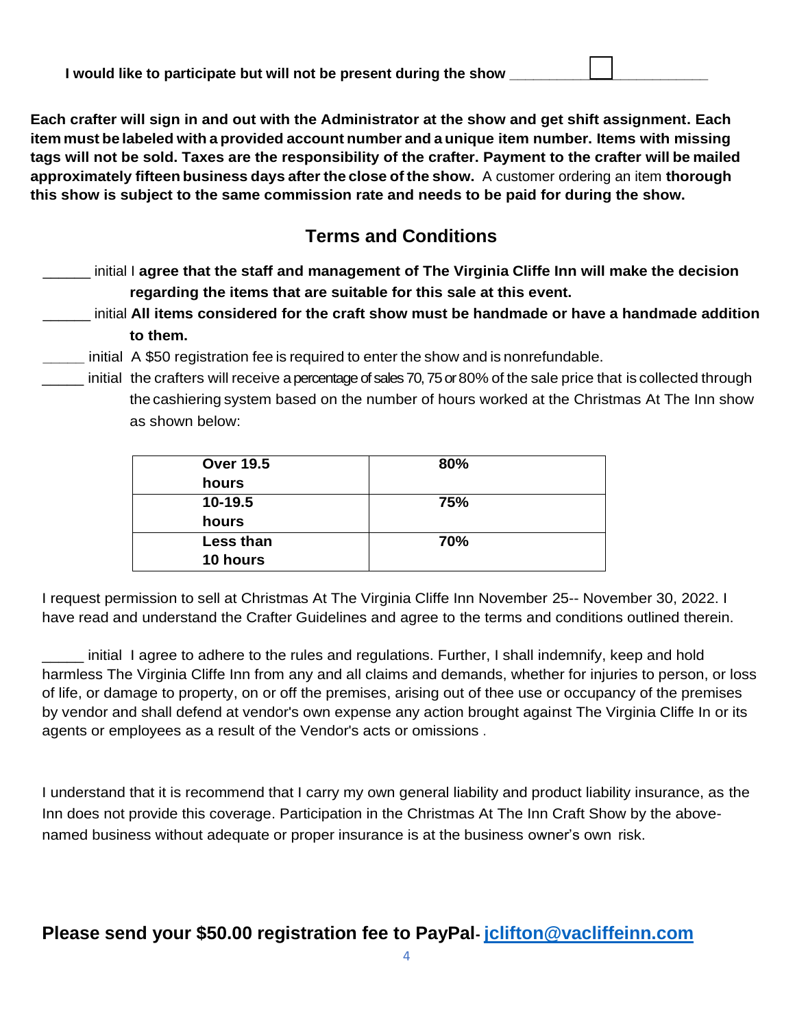**I would like to participate but will not be present during the show** ____________☐____________

**Each crafter will sign in and out with the Administrator at the show and get shift assignment. Each item must be labeled with a provided account number and a unique item number. Items with missing tags will not be sold. Taxes are the responsibility of the crafter. Payment to the crafter will be mailed approximately fifteen business days after the close of the show.** A customer ordering an item **thorough this show is subject to the same commission rate and needs to be paid for during the show.**

## Terms and Conditions

______ initial I **agree that the staff and management of The Virginia Cliffe Inn will make the decision regarding the items that are suitable for this sale at this event.**

______ initial **All items considered for the craft show must be handmade or have a handmade addition to them.**

_____ initial A $50 registration fee is required to enter the show and is nonrefundable.

_____ initial the crafters will receive a percentage of sales 70, 75 or 80% of the sale price that is collected through the cashiering system based on the number of hours worked at the Christmas At The Inn show as shown below:

| **Over 19.5 hours** | **80%** |
|---|---|
| **10-19.5 hours** | **75%** |
| **Less than 10 hours** | **70%** |

I request permission to sell at Christmas At The Virginia Cliffe Inn November 25-- November 30, 2022. I have read and understand the Crafter Guidelines and agree to the terms and conditions outlined therein.

_____ initial I agree to adhere to the rules and regulations. Further, I shall indemnify, keep and hold harmless The Virginia Cliffe Inn from any and all claims and demands, whether for injuries to person, or loss of life, or damage to property, on or off the premises, arising out of thee use or occupancy of the premises by vendor and shall defend at vendor's own expense any action brought against The Virginia Cliffe In or its agents or employees as a result of the Vendor's acts or omissions .

I understand that it is recommend that I carry my own general liability and product liability insurance, as the Inn does not provide this coverage. Participation in the Christmas At The Inn Craft Show by the above-named business without adequate or proper insurance is at the business owner's own risk.

## Please send your $50.00 registration fee to PayPal- jclifton@vacliffeinn.com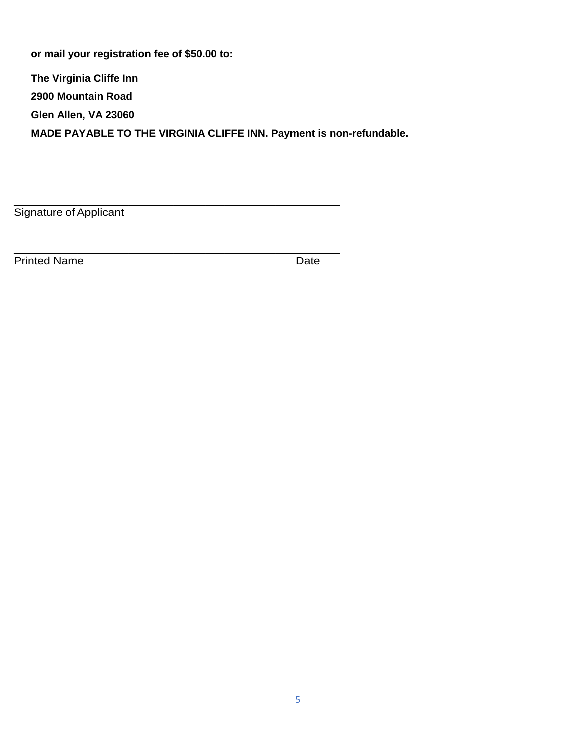**or mail your registration fee of $50.00 to:**

**The Virginia Cliffe Inn**

**2900 Mountain Road**

**Glen Allen, VA 23060**

**MADE PAYABLE TO THE VIRGINIA CLIFFE INN. Payment is non-refundable.**

\_\_\_\_\_\_\_\_\_\_\_\_\_\_\_\_\_\_\_\_\_\_\_\_\_\_\_\_\_\_\_\_\_\_\_\_\_\_\_\_\_\_\_\_\_\_\_\_\_\_\_\_

Signature of Applicant

\_\_\_\_\_\_\_\_\_\_\_\_\_\_\_\_\_\_\_\_\_\_\_\_\_\_\_\_\_\_\_\_\_\_\_\_\_\_\_\_\_\_\_\_\_\_\_\_\_\_\_\_

Printed Name Date